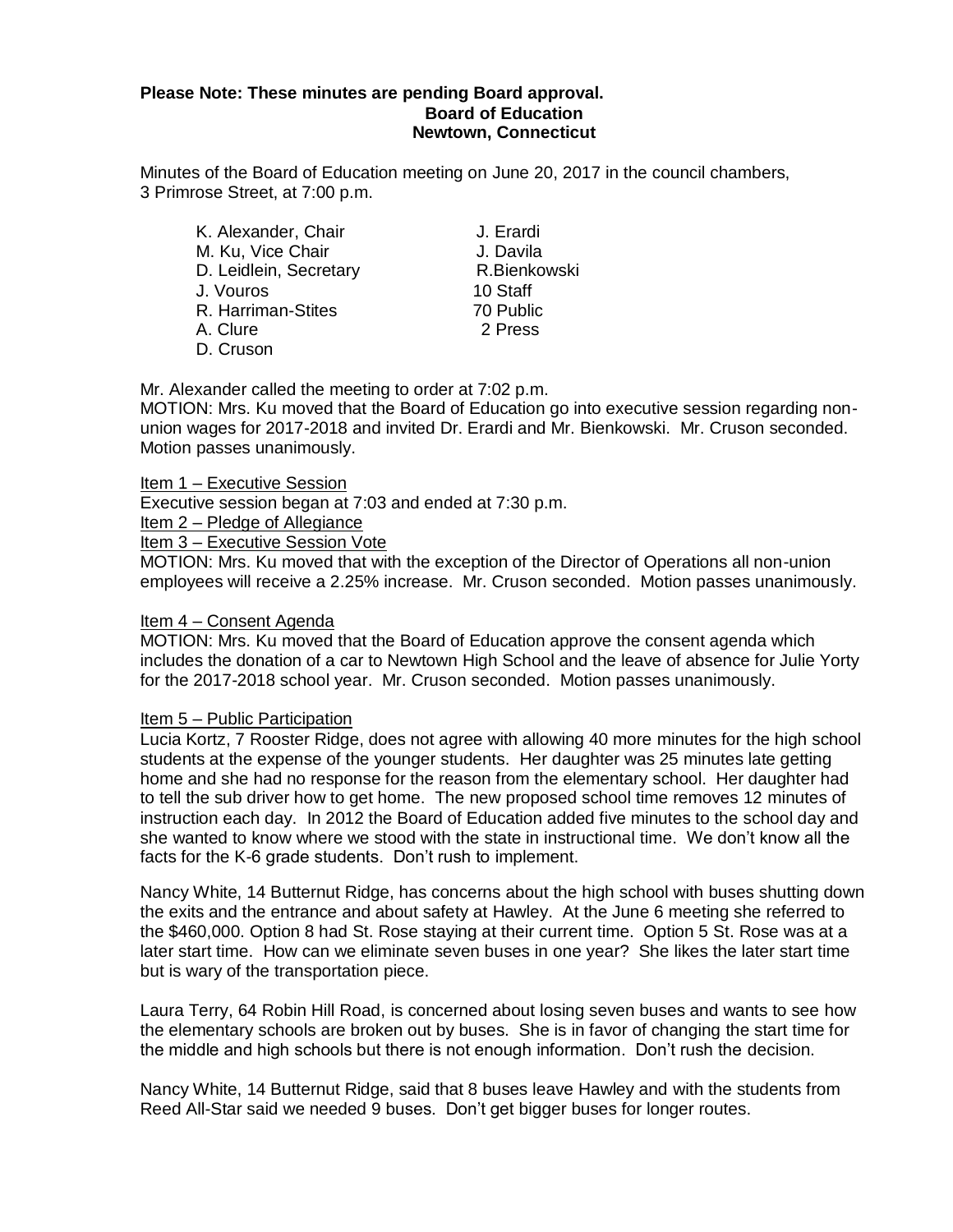**Please Note: These minutes are pending Board approval.**

**Board of Education**
**Newtown, Connecticut**

Minutes of the Board of Education meeting on June 20, 2017 in the council chambers, 3 Primrose Street, at 7:00 p.m.

| | |
|---|---|
| K. Alexander, Chair | J. Erardi |
| M. Ku, Vice Chair | J. Davila |
| D. Leidlein, Secretary | R.Bienkowski |
| J. Vouros | 10 Staff |
| R. Harriman-Stites | 70 Public |
| A. Clure | 2 Press |
| D. Cruson | |

Mr. Alexander called the meeting to order at 7:02 p.m.

MOTION: Mrs. Ku moved that the Board of Education go into executive session regarding non-union wages for 2017-2018 and invited Dr. Erardi and Mr. Bienkowski. Mr. Cruson seconded. Motion passes unanimously.

Item 1 – Executive Session

Executive session began at 7:03 and ended at 7:30 p.m.

Item 2 – Pledge of Allegiance

Item 3 – Executive Session Vote

MOTION: Mrs. Ku moved that with the exception of the Director of Operations all non-union employees will receive a 2.25% increase. Mr. Cruson seconded. Motion passes unanimously.

Item 4 – Consent Agenda

MOTION: Mrs. Ku moved that the Board of Education approve the consent agenda which includes the donation of a car to Newtown High School and the leave of absence for Julie Yorty for the 2017-2018 school year. Mr. Cruson seconded. Motion passes unanimously.

Item 5 – Public Participation

Lucia Kortz, 7 Rooster Ridge, does not agree with allowing 40 more minutes for the high school students at the expense of the younger students. Her daughter was 25 minutes late getting home and she had no response for the reason from the elementary school. Her daughter had to tell the sub driver how to get home. The new proposed school time removes 12 minutes of instruction each day. In 2012 the Board of Education added five minutes to the school day and she wanted to know where we stood with the state in instructional time. We don't know all the facts for the K-6 grade students. Don't rush to implement.

Nancy White, 14 Butternut Ridge, has concerns about the high school with buses shutting down the exits and the entrance and about safety at Hawley. At the June 6 meeting she referred to the $460,000. Option 8 had St. Rose staying at their current time. Option 5 St. Rose was at a later start time. How can we eliminate seven buses in one year? She likes the later start time but is wary of the transportation piece.

Laura Terry, 64 Robin Hill Road, is concerned about losing seven buses and wants to see how the elementary schools are broken out by buses. She is in favor of changing the start time for the middle and high schools but there is not enough information. Don't rush the decision.

Nancy White, 14 Butternut Ridge, said that 8 buses leave Hawley and with the students from Reed All-Star said we needed 9 buses. Don't get bigger buses for longer routes.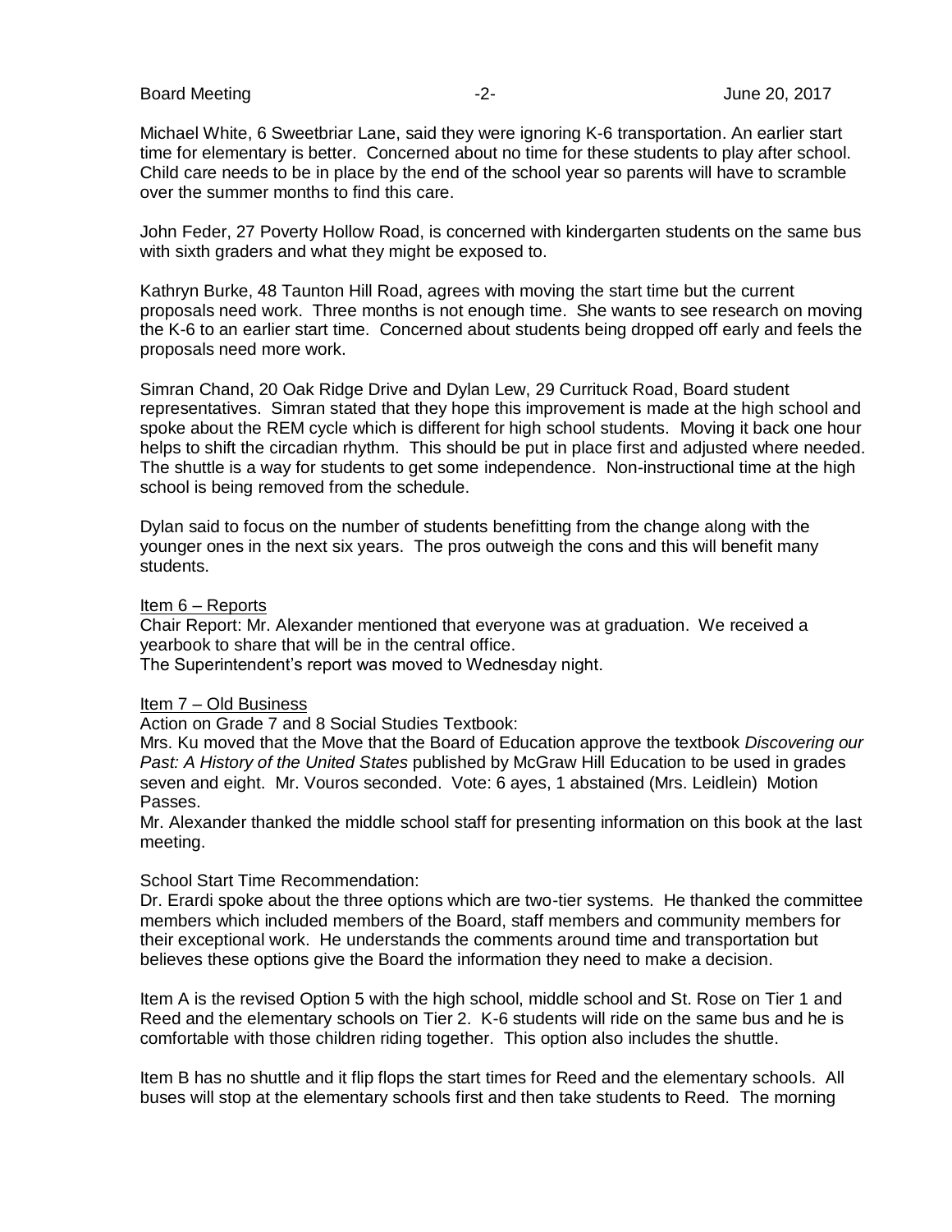Michael White, 6 Sweetbriar Lane, said they were ignoring K-6 transportation. An earlier start time for elementary is better. Concerned about no time for these students to play after school. Child care needs to be in place by the end of the school year so parents will have to scramble over the summer months to find this care.

John Feder, 27 Poverty Hollow Road, is concerned with kindergarten students on the same bus with sixth graders and what they might be exposed to.

Kathryn Burke, 48 Taunton Hill Road, agrees with moving the start time but the current proposals need work. Three months is not enough time. She wants to see research on moving the K-6 to an earlier start time. Concerned about students being dropped off early and feels the proposals need more work.

Simran Chand, 20 Oak Ridge Drive and Dylan Lew, 29 Currituck Road, Board student representatives. Simran stated that they hope this improvement is made at the high school and spoke about the REM cycle which is different for high school students. Moving it back one hour helps to shift the circadian rhythm. This should be put in place first and adjusted where needed. The shuttle is a way for students to get some independence. Non-instructional time at the high school is being removed from the schedule.

Dylan said to focus on the number of students benefitting from the change along with the younger ones in the next six years. The pros outweigh the cons and this will benefit many students.

Item 6 – Reports

Chair Report: Mr. Alexander mentioned that everyone was at graduation. We received a yearbook to share that will be in the central office.
The Superintendent's report was moved to Wednesday night.

Item 7 – Old Business

Action on Grade 7 and 8 Social Studies Textbook:
Mrs. Ku moved that the Move that the Board of Education approve the textbook *Discovering our Past: A History of the United States* published by McGraw Hill Education to be used in grades seven and eight. Mr. Vouros seconded. Vote: 6 ayes, 1 abstained (Mrs. Leidlein) Motion Passes.
Mr. Alexander thanked the middle school staff for presenting information on this book at the last meeting.

School Start Time Recommendation:
Dr. Erardi spoke about the three options which are two-tier systems. He thanked the committee members which included members of the Board, staff members and community members for their exceptional work. He understands the comments around time and transportation but believes these options give the Board the information they need to make a decision.

Item A is the revised Option 5 with the high school, middle school and St. Rose on Tier 1 and Reed and the elementary schools on Tier 2. K-6 students will ride on the same bus and he is comfortable with those children riding together. This option also includes the shuttle.

Item B has no shuttle and it flip flops the start times for Reed and the elementary schools. All buses will stop at the elementary schools first and then take students to Reed. The morning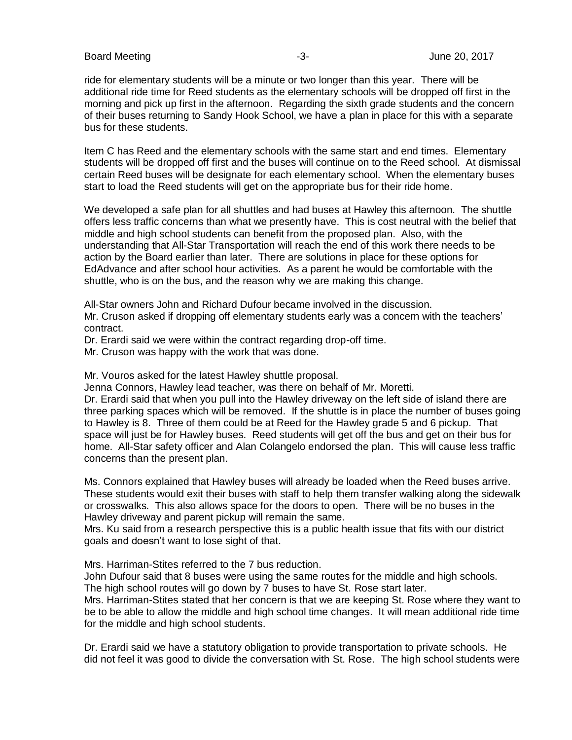ride for elementary students will be a minute or two longer than this year. There will be additional ride time for Reed students as the elementary schools will be dropped off first in the morning and pick up first in the afternoon. Regarding the sixth grade students and the concern of their buses returning to Sandy Hook School, we have a plan in place for this with a separate bus for these students.

Item C has Reed and the elementary schools with the same start and end times. Elementary students will be dropped off first and the buses will continue on to the Reed school. At dismissal certain Reed buses will be designate for each elementary school. When the elementary buses start to load the Reed students will get on the appropriate bus for their ride home.

We developed a safe plan for all shuttles and had buses at Hawley this afternoon. The shuttle offers less traffic concerns than what we presently have. This is cost neutral with the belief that middle and high school students can benefit from the proposed plan. Also, with the understanding that All-Star Transportation will reach the end of this work there needs to be action by the Board earlier than later. There are solutions in place for these options for EdAdvance and after school hour activities. As a parent he would be comfortable with the shuttle, who is on the bus, and the reason why we are making this change.

All-Star owners John and Richard Dufour became involved in the discussion.
Mr. Cruson asked if dropping off elementary students early was a concern with the teachers' contract.
Dr. Erardi said we were within the contract regarding drop-off time.
Mr. Cruson was happy with the work that was done.

Mr. Vouros asked for the latest Hawley shuttle proposal.
Jenna Connors, Hawley lead teacher, was there on behalf of Mr. Moretti.
Dr. Erardi said that when you pull into the Hawley driveway on the left side of island there are three parking spaces which will be removed. If the shuttle is in place the number of buses going to Hawley is 8. Three of them could be at Reed for the Hawley grade 5 and 6 pickup. That space will just be for Hawley buses. Reed students will get off the bus and get on their bus for home. All-Star safety officer and Alan Colangelo endorsed the plan. This will cause less traffic concerns than the present plan.

Ms. Connors explained that Hawley buses will already be loaded when the Reed buses arrive. These students would exit their buses with staff to help them transfer walking along the sidewalk or crosswalks. This also allows space for the doors to open. There will be no buses in the Hawley driveway and parent pickup will remain the same.
Mrs. Ku said from a research perspective this is a public health issue that fits with our district goals and doesn't want to lose sight of that.

Mrs. Harriman-Stites referred to the 7 bus reduction.
John Dufour said that 8 buses were using the same routes for the middle and high schools. The high school routes will go down by 7 buses to have St. Rose start later.
Mrs. Harriman-Stites stated that her concern is that we are keeping St. Rose where they want to be to be able to allow the middle and high school time changes. It will mean additional ride time for the middle and high school students.

Dr. Erardi said we have a statutory obligation to provide transportation to private schools. He did not feel it was good to divide the conversation with St. Rose. The high school students were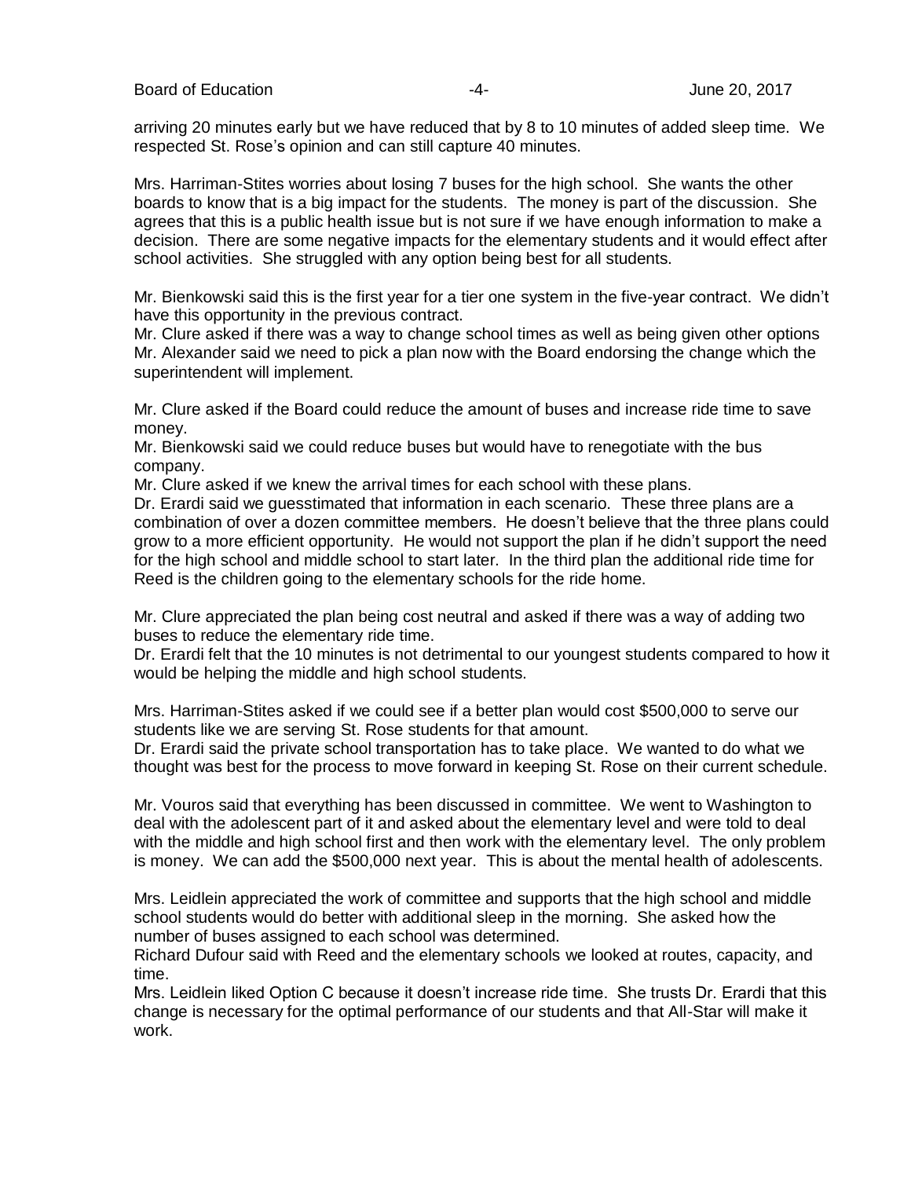arriving 20 minutes early but we have reduced that by 8 to 10 minutes of added sleep time. We respected St. Rose's opinion and can still capture 40 minutes.

Mrs. Harriman-Stites worries about losing 7 buses for the high school. She wants the other boards to know that is a big impact for the students. The money is part of the discussion. She agrees that this is a public health issue but is not sure if we have enough information to make a decision. There are some negative impacts for the elementary students and it would effect after school activities. She struggled with any option being best for all students.

Mr. Bienkowski said this is the first year for a tier one system in the five-year contract. We didn't have this opportunity in the previous contract.
Mr. Clure asked if there was a way to change school times as well as being given other options
Mr. Alexander said we need to pick a plan now with the Board endorsing the change which the superintendent will implement.

Mr. Clure asked if the Board could reduce the amount of buses and increase ride time to save money.
Mr. Bienkowski said we could reduce buses but would have to renegotiate with the bus company.
Mr. Clure asked if we knew the arrival times for each school with these plans.
Dr. Erardi said we guesstimated that information in each scenario. These three plans are a combination of over a dozen committee members. He doesn't believe that the three plans could grow to a more efficient opportunity. He would not support the plan if he didn't support the need for the high school and middle school to start later. In the third plan the additional ride time for Reed is the children going to the elementary schools for the ride home.

Mr. Clure appreciated the plan being cost neutral and asked if there was a way of adding two buses to reduce the elementary ride time.
Dr. Erardi felt that the 10 minutes is not detrimental to our youngest students compared to how it would be helping the middle and high school students.

Mrs. Harriman-Stites asked if we could see if a better plan would cost \$500,000 to serve our students like we are serving St. Rose students for that amount.
Dr. Erardi said the private school transportation has to take place. We wanted to do what we thought was best for the process to move forward in keeping St. Rose on their current schedule.

Mr. Vouros said that everything has been discussed in committee. We went to Washington to deal with the adolescent part of it and asked about the elementary level and were told to deal with the middle and high school first and then work with the elementary level. The only problem is money. We can add the \$500,000 next year. This is about the mental health of adolescents.

Mrs. Leidlein appreciated the work of committee and supports that the high school and middle school students would do better with additional sleep in the morning. She asked how the number of buses assigned to each school was determined.
Richard Dufour said with Reed and the elementary schools we looked at routes, capacity, and time.
Mrs. Leidlein liked Option C because it doesn't increase ride time. She trusts Dr. Erardi that this change is necessary for the optimal performance of our students and that All-Star will make it work.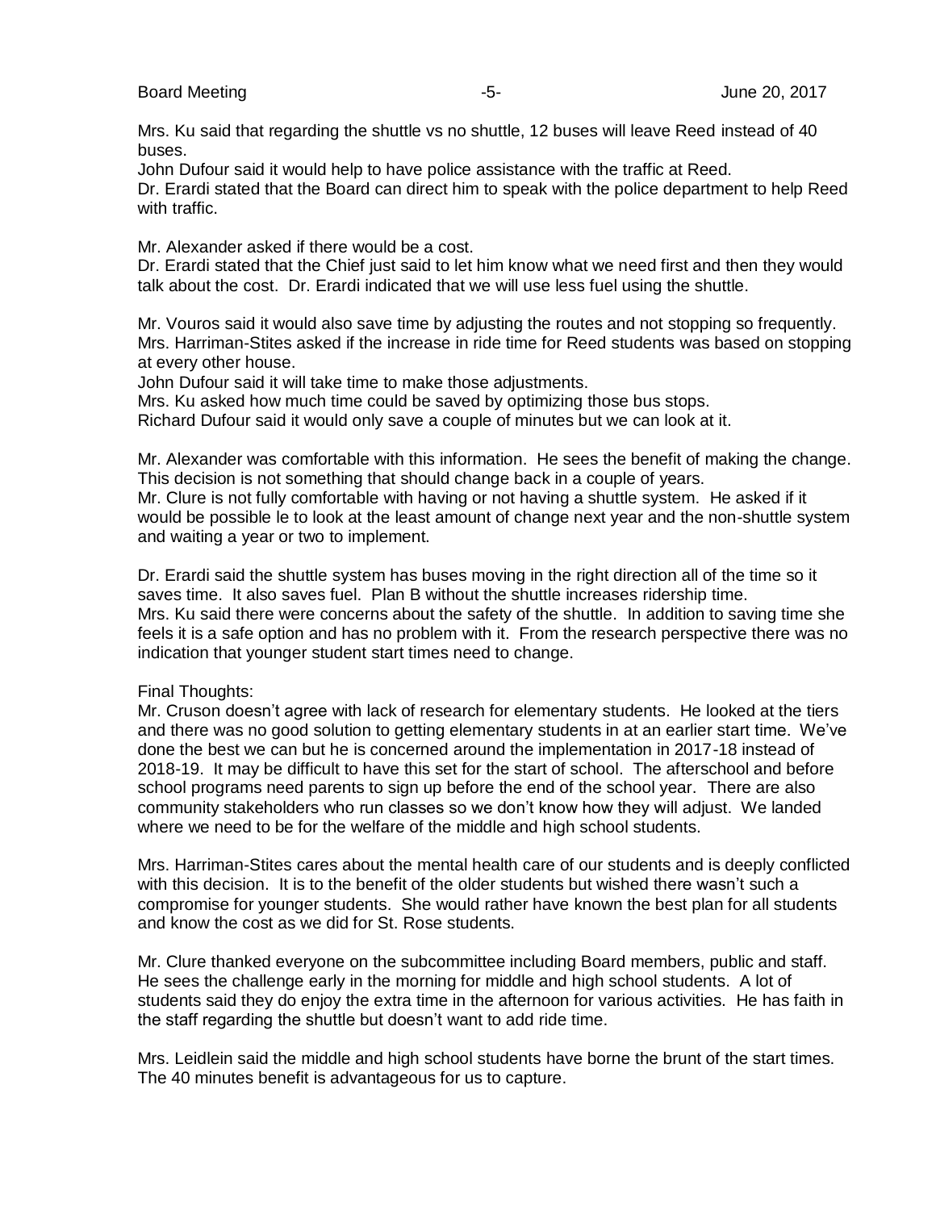Mrs. Ku said that regarding the shuttle vs no shuttle, 12 buses will leave Reed instead of 40 buses.

John Dufour said it would help to have police assistance with the traffic at Reed.

Dr. Erardi stated that the Board can direct him to speak with the police department to help Reed with traffic.

Mr. Alexander asked if there would be a cost.

Dr. Erardi stated that the Chief just said to let him know what we need first and then they would talk about the cost. Dr. Erardi indicated that we will use less fuel using the shuttle.

Mr. Vouros said it would also save time by adjusting the routes and not stopping so frequently.

Mrs. Harriman-Stites asked if the increase in ride time for Reed students was based on stopping at every other house.

John Dufour said it will take time to make those adjustments.

Mrs. Ku asked how much time could be saved by optimizing those bus stops.

Richard Dufour said it would only save a couple of minutes but we can look at it.

Mr. Alexander was comfortable with this information. He sees the benefit of making the change. This decision is not something that should change back in a couple of years.

Mr. Clure is not fully comfortable with having or not having a shuttle system. He asked if it would be possible le to look at the least amount of change next year and the non-shuttle system and waiting a year or two to implement.

Dr. Erardi said the shuttle system has buses moving in the right direction all of the time so it saves time. It also saves fuel. Plan B without the shuttle increases ridership time.

Mrs. Ku said there were concerns about the safety of the shuttle. In addition to saving time she feels it is a safe option and has no problem with it. From the research perspective there was no indication that younger student start times need to change.

Final Thoughts:

Mr. Cruson doesn't agree with lack of research for elementary students. He looked at the tiers and there was no good solution to getting elementary students in at an earlier start time. We've done the best we can but he is concerned around the implementation in 2017-18 instead of 2018-19. It may be difficult to have this set for the start of school. The afterschool and before school programs need parents to sign up before the end of the school year. There are also community stakeholders who run classes so we don't know how they will adjust. We landed where we need to be for the welfare of the middle and high school students.

Mrs. Harriman-Stites cares about the mental health care of our students and is deeply conflicted with this decision. It is to the benefit of the older students but wished there wasn't such a compromise for younger students. She would rather have known the best plan for all students and know the cost as we did for St. Rose students.

Mr. Clure thanked everyone on the subcommittee including Board members, public and staff. He sees the challenge early in the morning for middle and high school students. A lot of students said they do enjoy the extra time in the afternoon for various activities. He has faith in the staff regarding the shuttle but doesn't want to add ride time.

Mrs. Leidlein said the middle and high school students have borne the brunt of the start times. The 40 minutes benefit is advantageous for us to capture.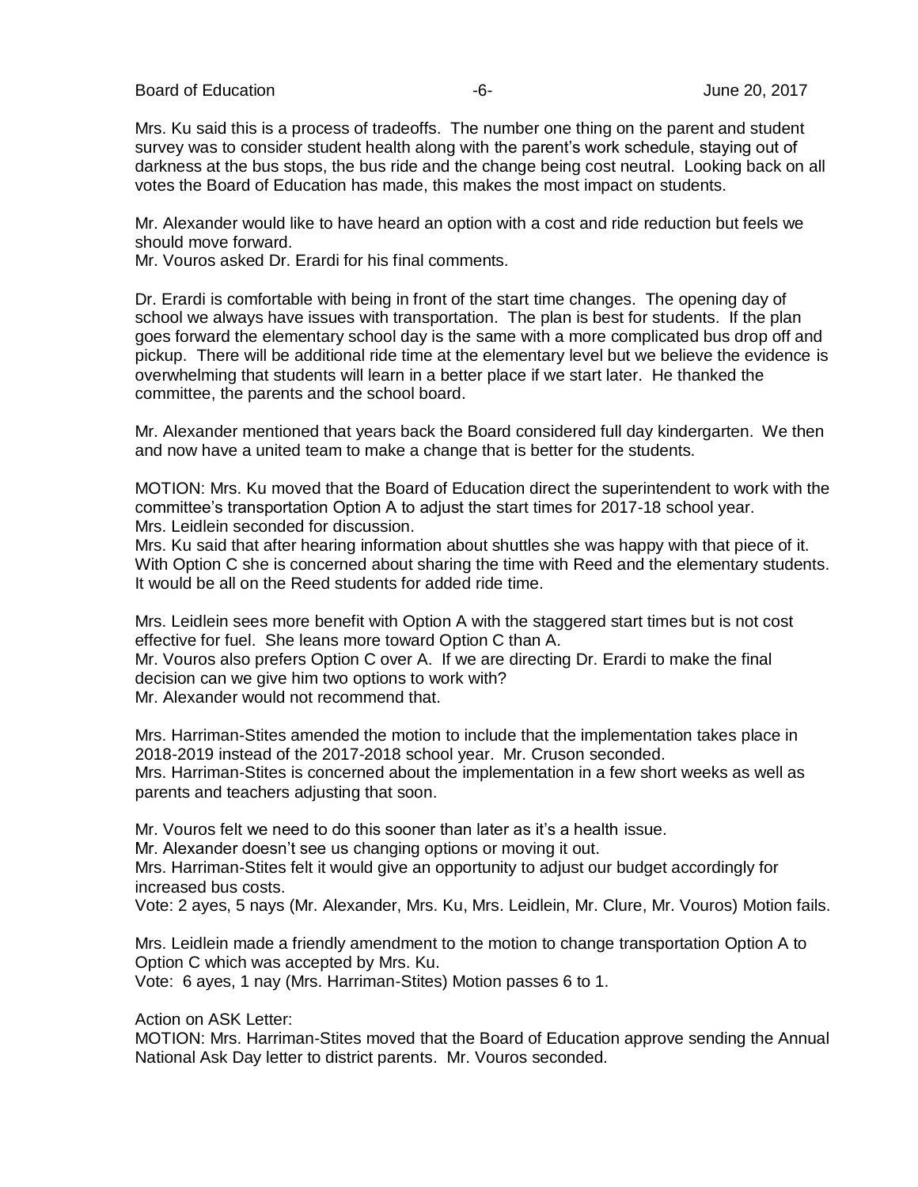Mrs. Ku said this is a process of tradeoffs. The number one thing on the parent and student survey was to consider student health along with the parent's work schedule, staying out of darkness at the bus stops, the bus ride and the change being cost neutral. Looking back on all votes the Board of Education has made, this makes the most impact on students.

Mr. Alexander would like to have heard an option with a cost and ride reduction but feels we should move forward.
Mr. Vouros asked Dr. Erardi for his final comments.

Dr. Erardi is comfortable with being in front of the start time changes. The opening day of school we always have issues with transportation. The plan is best for students. If the plan goes forward the elementary school day is the same with a more complicated bus drop off and pickup. There will be additional ride time at the elementary level but we believe the evidence is overwhelming that students will learn in a better place if we start later. He thanked the committee, the parents and the school board.

Mr. Alexander mentioned that years back the Board considered full day kindergarten. We then and now have a united team to make a change that is better for the students.

MOTION: Mrs. Ku moved that the Board of Education direct the superintendent to work with the committee's transportation Option A to adjust the start times for 2017-18 school year.
Mrs. Leidlein seconded for discussion.
Mrs. Ku said that after hearing information about shuttles she was happy with that piece of it. With Option C she is concerned about sharing the time with Reed and the elementary students. It would be all on the Reed students for added ride time.

Mrs. Leidlein sees more benefit with Option A with the staggered start times but is not cost effective for fuel. She leans more toward Option C than A.
Mr. Vouros also prefers Option C over A. If we are directing Dr. Erardi to make the final decision can we give him two options to work with?
Mr. Alexander would not recommend that.

Mrs. Harriman-Stites amended the motion to include that the implementation takes place in 2018-2019 instead of the 2017-2018 school year. Mr. Cruson seconded.
Mrs. Harriman-Stites is concerned about the implementation in a few short weeks as well as parents and teachers adjusting that soon.

Mr. Vouros felt we need to do this sooner than later as it's a health issue.
Mr. Alexander doesn't see us changing options or moving it out.
Mrs. Harriman-Stites felt it would give an opportunity to adjust our budget accordingly for increased bus costs.
Vote: 2 ayes, 5 nays (Mr. Alexander, Mrs. Ku, Mrs. Leidlein, Mr. Clure, Mr. Vouros) Motion fails.

Mrs. Leidlein made a friendly amendment to the motion to change transportation Option A to Option C which was accepted by Mrs. Ku.
Vote: 6 ayes, 1 nay (Mrs. Harriman-Stites) Motion passes 6 to 1.

Action on ASK Letter:
MOTION: Mrs. Harriman-Stites moved that the Board of Education approve sending the Annual National Ask Day letter to district parents. Mr. Vouros seconded.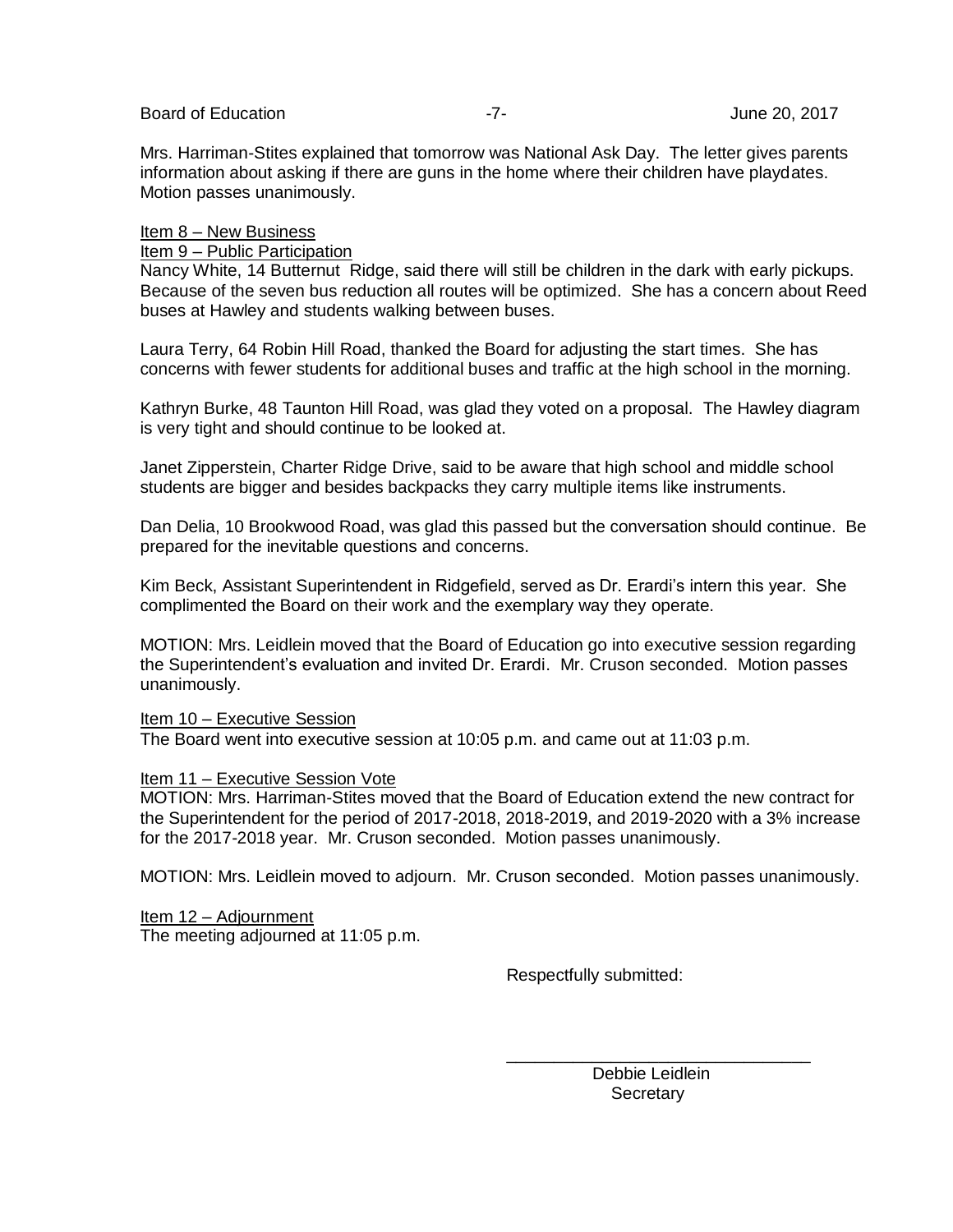Mrs. Harriman-Stites explained that tomorrow was National Ask Day. The letter gives parents information about asking if there are guns in the home where their children have playdates. Motion passes unanimously.

Item 8 – New Business

Item 9 – Public Participation

Nancy White, 14 Butternut Ridge, said there will still be children in the dark with early pickups. Because of the seven bus reduction all routes will be optimized. She has a concern about Reed buses at Hawley and students walking between buses.

Laura Terry, 64 Robin Hill Road, thanked the Board for adjusting the start times. She has concerns with fewer students for additional buses and traffic at the high school in the morning.

Kathryn Burke, 48 Taunton Hill Road, was glad they voted on a proposal. The Hawley diagram is very tight and should continue to be looked at.

Janet Zipperstein, Charter Ridge Drive, said to be aware that high school and middle school students are bigger and besides backpacks they carry multiple items like instruments.

Dan Delia, 10 Brookwood Road, was glad this passed but the conversation should continue. Be prepared for the inevitable questions and concerns.

Kim Beck, Assistant Superintendent in Ridgefield, served as Dr. Erardi's intern this year. She complimented the Board on their work and the exemplary way they operate.

MOTION: Mrs. Leidlein moved that the Board of Education go into executive session regarding the Superintendent's evaluation and invited Dr. Erardi. Mr. Cruson seconded. Motion passes unanimously.

Item 10 – Executive Session

The Board went into executive session at 10:05 p.m. and came out at 11:03 p.m.

Item 11 – Executive Session Vote

MOTION: Mrs. Harriman-Stites moved that the Board of Education extend the new contract for the Superintendent for the period of 2017-2018, 2018-2019, and 2019-2020 with a 3% increase for the 2017-2018 year. Mr. Cruson seconded. Motion passes unanimously.

MOTION: Mrs. Leidlein moved to adjourn. Mr. Cruson seconded. Motion passes unanimously.

Item 12 – Adjournment

The meeting adjourned at 11:05 p.m.

Respectfully submitted:

\_\_\_\_\_\_\_\_\_\_\_\_\_\_\_\_\_\_\_\_\_\_\_\_\_\_\_\_\_\_

Debbie Leidlein
Secretary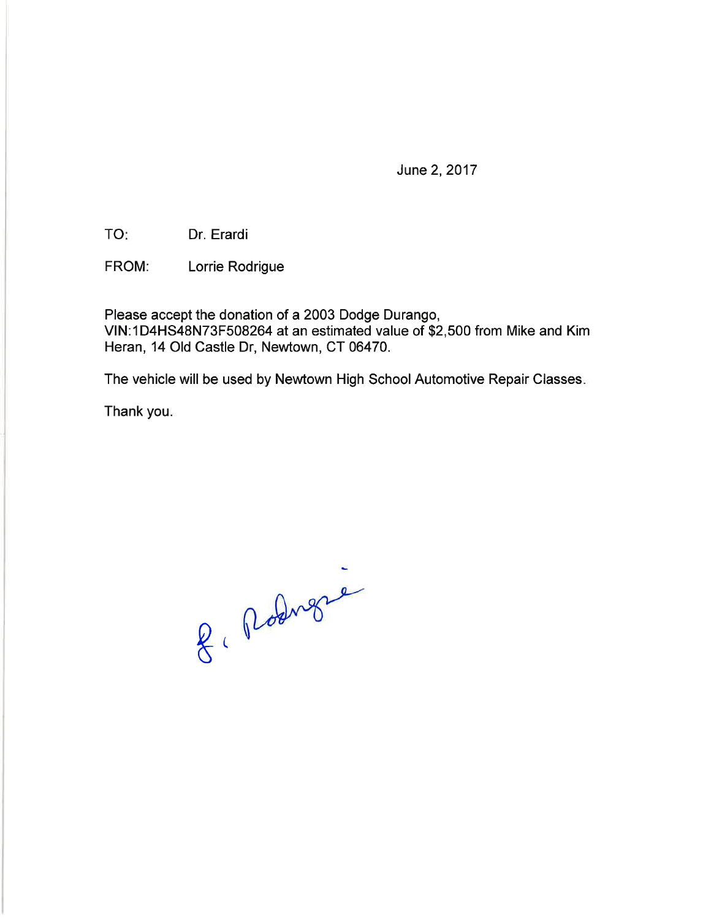June 2, 2017

TO: Dr. Erardi

FROM: Lorrie Rodrigue

Please accept the donation of a 2003 Dodge Durango, VIN:1D4HS48N73F508264 at an estimated value of $2,500 from Mike and Kim Heran, 14 Old Castle Dr, Newtown, CT 06470.

The vehicle will be used by Newtown High School Automotive Repair Classes.

Thank you.

L. Rodrigue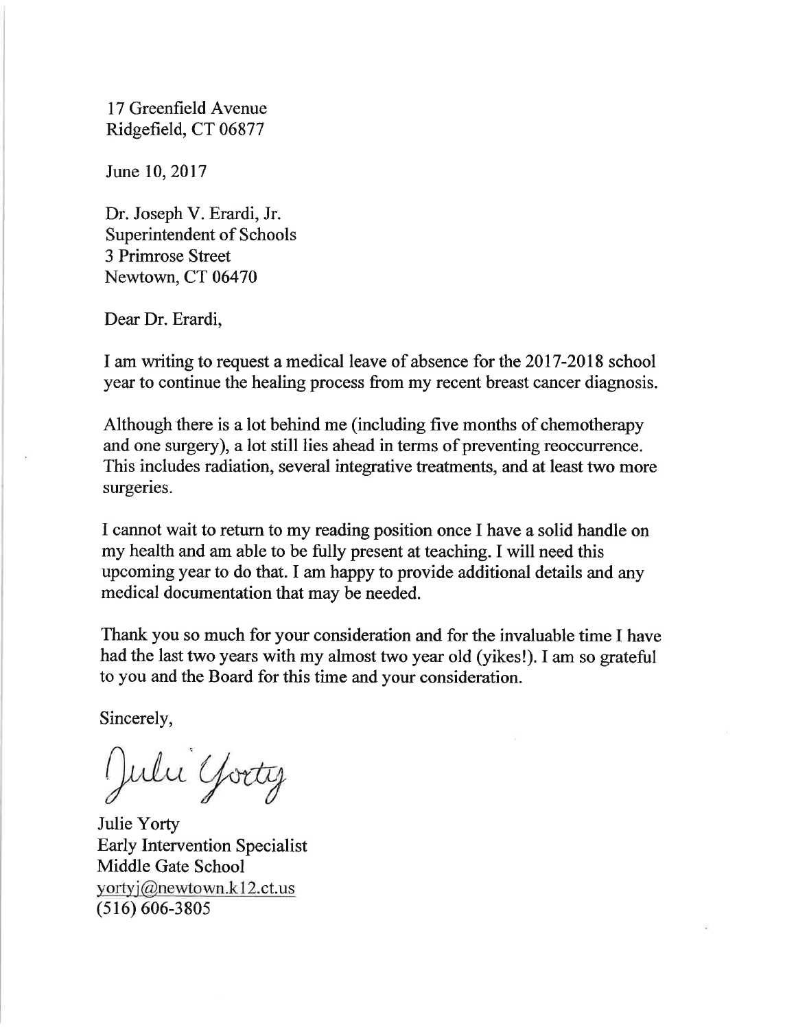17 Greenfield Avenue
Ridgefield, CT 06877

June 10, 2017

Dr. Joseph V. Erardi, Jr.
Superintendent of Schools
3 Primrose Street
Newtown, CT 06470

Dear Dr. Erardi,

I am writing to request a medical leave of absence for the 2017-2018 school year to continue the healing process from my recent breast cancer diagnosis.

Although there is a lot behind me (including five months of chemotherapy and one surgery), a lot still lies ahead in terms of preventing reoccurrence. This includes radiation, several integrative treatments, and at least two more surgeries.

I cannot wait to return to my reading position once I have a solid handle on my health and am able to be fully present at teaching. I will need this upcoming year to do that. I am happy to provide additional details and any medical documentation that may be needed.

Thank you so much for your consideration and for the invaluable time I have had the last two years with my almost two year old (yikes!). I am so grateful to you and the Board for this time and your consideration.

Sincerely,

Julie Yorty

Julie Yorty
Early Intervention Specialist
Middle Gate School
yortyj@newtown.k12.ct.us
(516) 606-3805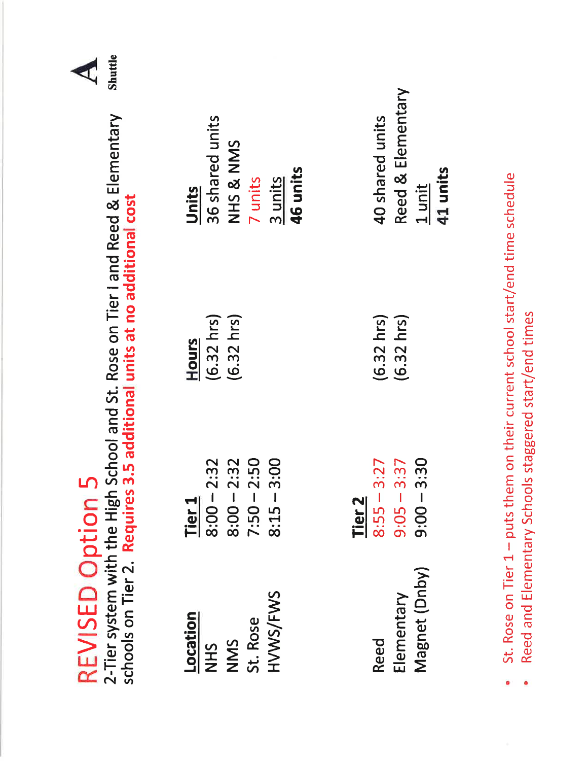# REVISED Option 5

2-Tier system with the High School and St. Rose on Tier I and Reed & Elementary schools on Tier 2. **Requires 3.5 additional units at no additional cost**

A Shuttle

| Location | Tier 1 | Hours | Units |
|---|---|---|---|
| NHS | 8:00 – 2:32 | (6.32 hrs) | 36 shared units |
| NMS | 8:00 – 2:32 | (6.32 hrs) | NHS & NMS |
| St. Rose | 7:50 – 2:50 | | 7 units |
| HVWS/FWS | 8:15 – 3:00 | | 3 units |
| | | | **46 units** |

| Location | Tier 2 | Hours | Units |
|---|---|---|---|
| Reed | 8:55 – 3:27 | (6.32 hrs) | 40 shared units |
| Elementary | 9:05 – 3:37 | (6.32 hrs) | Reed & Elementary |
| Magnet (Dnby) | 9:00 – 3:30 | | 1 unit |
| | | | **41 units** |

- St. Rose on Tier 1 – puts them on their current school start/end time schedule
- Reed and Elementary Schools staggered start/end times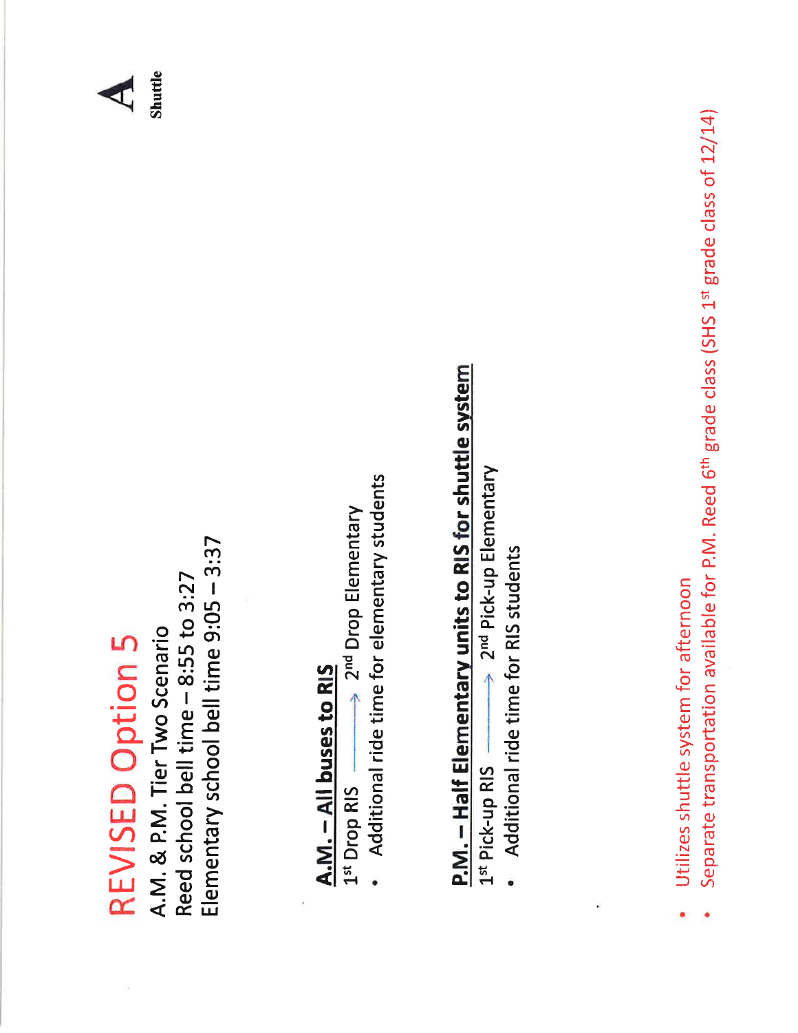# REVISED Option 5

**A Shuttle**

A.M. & P.M. Tier Two Scenario
Reed school bell time – 8:55 to 3:27
Elementary school bell time 9:05 – 3:37

**A.M. – All buses to RIS**

1st Drop RIS ———→ 2nd Drop Elementary

- Additional ride time for elementary students

**P.M. – Half Elementary units to RIS for shuttle system**

1st Pick-up RIS ———→ 2nd Pick-up Elementary

- Additional ride time for RIS students

- Utilizes shuttle system for afternoon
- Separate transportation available for P.M. Reed 6th grade class (SHS 1st grade class of 12/14)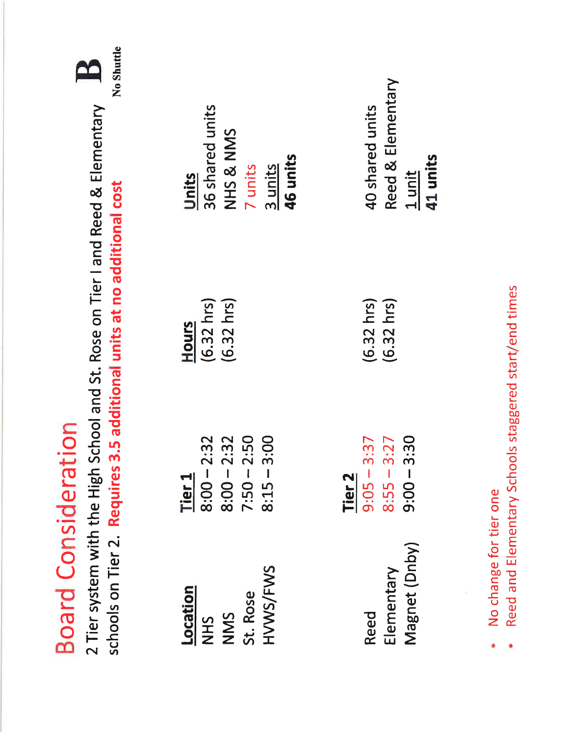# Board Consideration

**B**
No Shuttle

2 Tier system with the High School and St. Rose on Tier I and Reed & Elementary schools on Tier 2. **Requires 3.5 additional units at no additional cost**

| Location | Tier 1 | Hours | Units |
|---|---|---|---|
| NHS | 8:00 – 2:32 | (6.32 hrs) | 36 shared units |
| NMS | 8:00 – 2:32 | (6.32 hrs) | NHS & NMS |
| St. Rose | 7:50 – 2:50 | | 7 units |
| HVWS/FWS | 8:15 – 3:00 | | 3 units |
| | | | **46 units** |

| Location | Tier 2 | Hours | Units |
|---|---|---|---|
| Reed | 9:05 – 3:37 | (6.32 hrs) | 40 shared units |
| Elementary | 8:55 – 3:27 | (6.32 hrs) | Reed & Elementary |
| Magnet (Dnby) | 9:00 – 3:30 | | 1 unit |
| | | | **41 units** |

- No change for tier one
- Reed and Elementary Schools staggered start/end times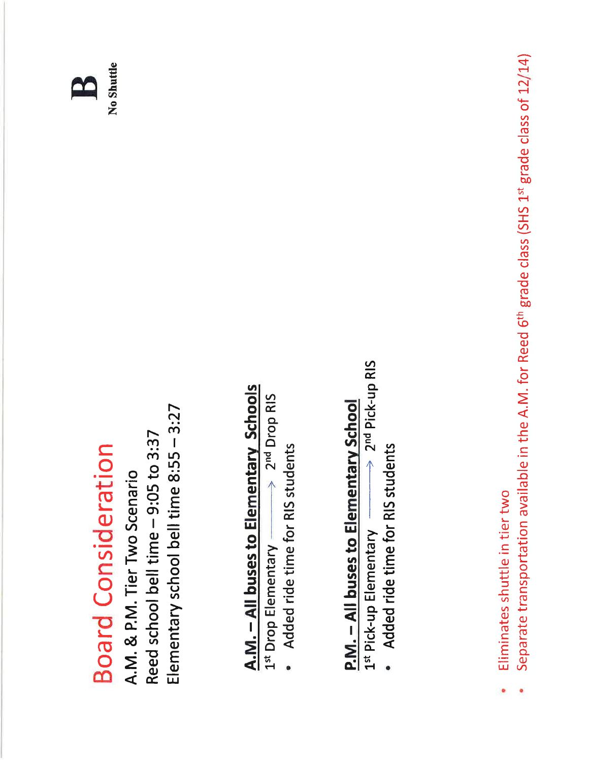# Board Consideration

**B**

**No Shuttle**

A.M. & P.M. Tier Two Scenario

Reed school bell time – 9:05 to 3:37

Elementary school bell time 8:55 – 3:27

**A.M. – All buses to Elementary Schools**

1st Drop Elementary ——→ 2nd Drop RIS

- Added ride time for RIS students

**P.M. – All buses to Elementary School**

1st Pick-up Elementary ——→ 2nd Pick-up RIS

- Added ride time for RIS students

- Eliminates shuttle in tier two
- Separate transportation available in the A.M. for Reed 6th grade class (SHS 1st grade class of 12/14)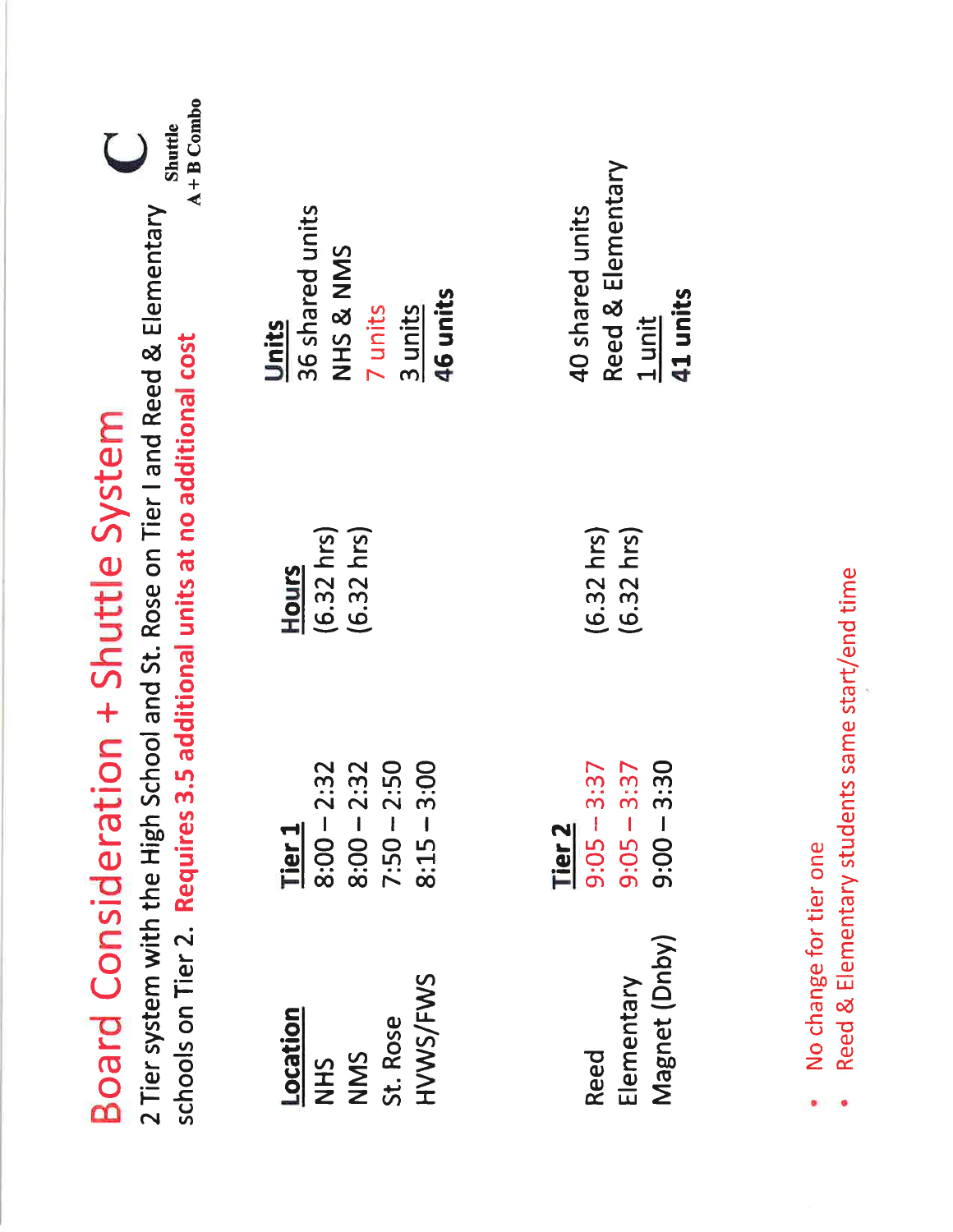# Board Consideration + Shuttle System

**C**

**Shuttle**
**A + B Combo**

2 Tier system with the High School and St. Rose on Tier I and Reed & Elementary schools on Tier 2. **Requires 3.5 additional units at no additional cost**

| Location | Tier 1 | Hours | Units |
|---|---|---|---|
| NHS | 8:00 – 2:32 | (6.32 hrs) | 36 shared units |
| NMS | 8:00 – 2:32 | (6.32 hrs) | NHS & NMS |
| St. Rose | 7:50 – 2:50 | | 7 units |
| HVWS/FWS | 8:15 – 3:00 | | 3 units |
| | | | **46 units** |

| | Tier 2 | | |
|---|---|---|---|
| Reed | 9:05 – 3:37 | (6.32 hrs) | 40 shared units |
| Elementary | 9:05 – 3:37 | (6.32 hrs) | Reed & Elementary |
| Magnet (Dnby) | 9:00 – 3:30 | | 1 unit |
| | | | **41 units** |

- No change for tier one
- Reed & Elementary students same start/end time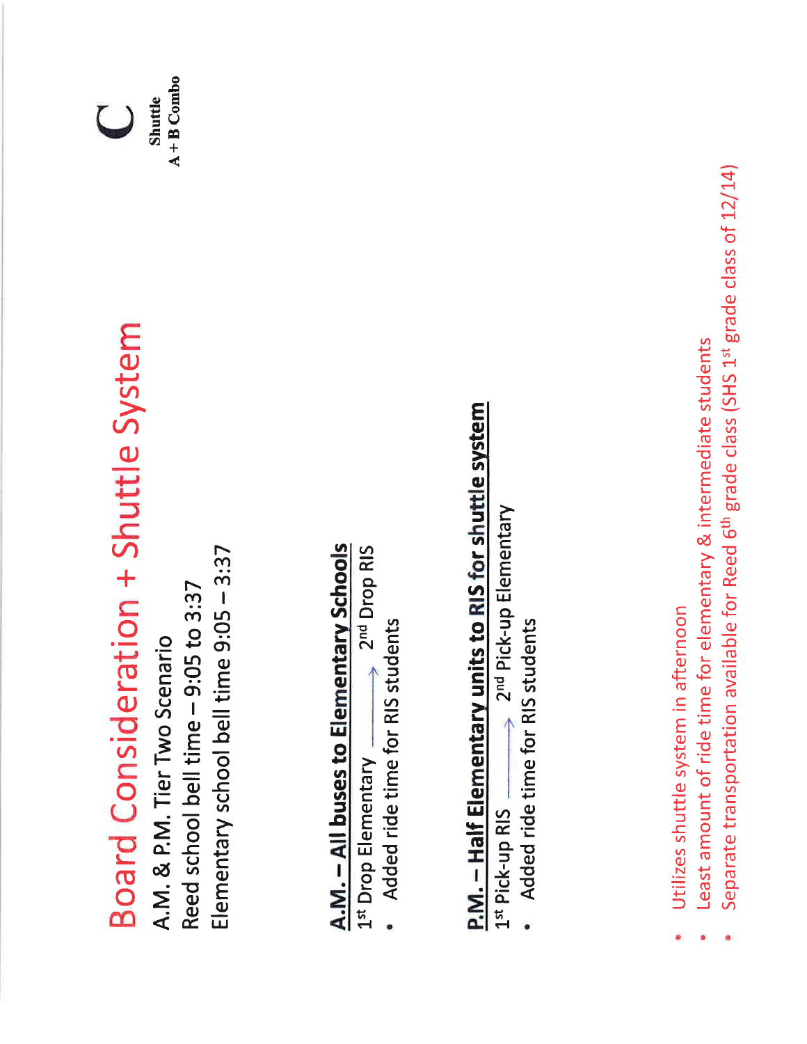# Board Consideration + Shuttle System

**C**

**Shuttle**
**A + B Combo**

A.M. & P.M. Tier Two Scenario

Reed school bell time – 9:05 to 3:37

Elementary school bell time 9:05 – 3:37

**A.M. – All buses to Elementary Schools**

1st Drop Elementary ⟶ 2nd Drop RIS

- Added ride time for RIS students

**P.M. – Half Elementary units to RIS for shuttle system**

1st Pick-up RIS ⟶ 2nd Pick-up Elementary

- Added ride time for RIS students

- Utilizes shuttle system in afternoon
- Least amount of ride time for elementary & intermediate students
- Separate transportation available for Reed 6th grade class (SHS 1st grade class of 12/14)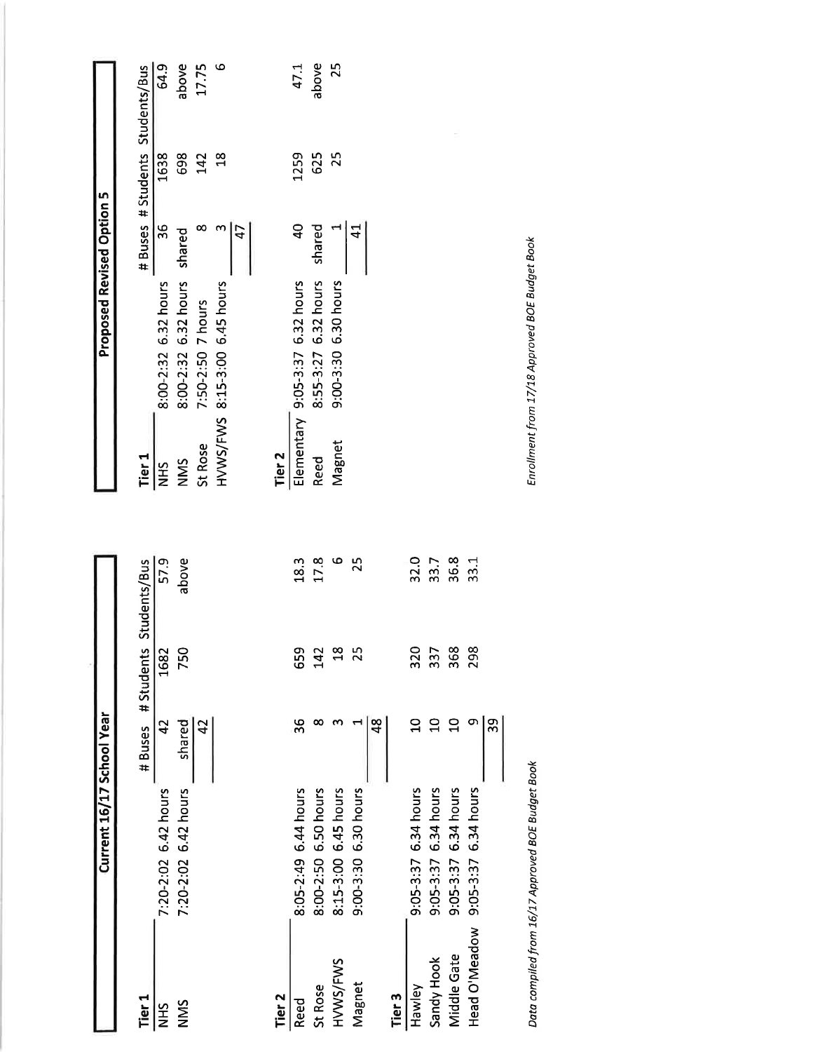## Current 16/17 School Year

| Tier 1 | | # Buses | # Students | Students/Bus |
|---|---|---|---|---|
| NHS | 7:20-2:02 6.42 hours | 42 | 1682 | 57.9 |
| NMS | 7:20-2:02 6.42 hours | shared | 750 | above |
| | | 42 | | |

| Tier 2 | | # Buses | # Students | Students/Bus |
|---|---|---|---|---|
| Reed | 8:05-2:49 6.44 hours | 36 | 659 | 18.3 |
| St Rose | 8:00-2:50 6.50 hours | 8 | 142 | 17.8 |
| HVWS/FWS | 8:15-3:00 6.45 hours | 3 | 18 | 6 |
| Magnet | 9:00-3:30 6.30 hours | 1 | 25 | 25 |
| | | 48 | | |

| Tier 3 | | # Buses | # Students | Students/Bus |
|---|---|---|---|---|
| Hawley | 9:05-3:37 6.34 hours | 10 | 320 | 32.0 |
| Sandy Hook | 9:05-3:37 6.34 hours | 10 | 337 | 33.7 |
| Middle Gate | 9:05-3:37 6.34 hours | 10 | 368 | 36.8 |
| Head O'Meadow | 9:05-3:37 6.34 hours | 9 | 298 | 33.1 |
| | | 39 | | |

*Data compiled from 16/17 Approved BOE Budget Book*

## Proposed Revised Option 5

| Tier 1 | | # Buses | # Students | Students/Bus |
|---|---|---|---|---|
| NHS | 8:00-2:32 6.32 hours | 36 | 1638 | 64.9 |
| NMS | 8:00-2:32 6.32 hours | shared | 698 | above |
| St Rose | 7:50-2:50 7 hours | 8 | 142 | 17.75 |
| HVWS/FWS | 8:15-3:00 6.45 hours | 3 | 18 | 6 |
| | | 47 | | |

| Tier 2 | | # Buses | # Students | Students/Bus |
|---|---|---|---|---|
| Elementary | 9:05-3:37 6.32 hours | 40 | 1259 | 47.1 |
| Reed | 8:55-3:27 6.32 hours | shared | 625 | above |
| Magnet | 9:00-3:30 6.30 hours | 1 | 25 | 25 |
| | | 41 | | |

*Enrollment from 17/18 Approved BOE Budget Book*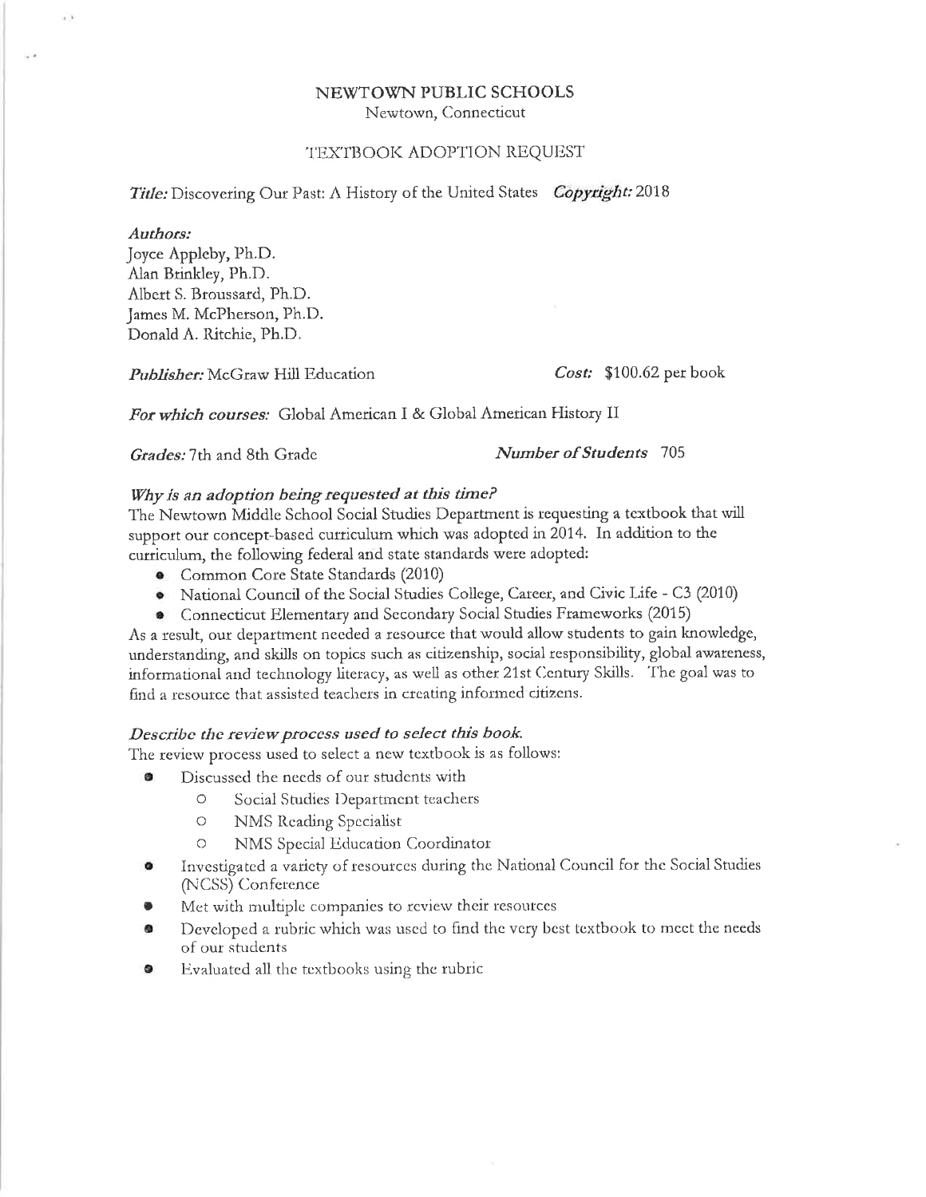# NEWTOWN PUBLIC SCHOOLS

Newtown, Connecticut

## TEXTBOOK ADOPTION REQUEST

***Title:*** Discovering Our Past: A History of the United States ***Copyright:*** 2018

***Authors:***
Joyce Appleby, Ph.D.
Alan Brinkley, Ph.D.
Albert S. Broussard, Ph.D.
James M. McPherson, Ph.D.
Donald A. Ritchie, Ph.D.

***Publisher:*** McGraw Hill Education ***Cost:*** $100.62 per book

***For which courses:*** Global American I & Global American History II

***Grades:*** 7th and 8th Grade ***Number of Students*** 705

### *Why is an adoption being requested at this time?*

The Newtown Middle School Social Studies Department is requesting a textbook that will support our concept-based curriculum which was adopted in 2014. In addition to the curriculum, the following federal and state standards were adopted:

- Common Core State Standards (2010)
- National Council of the Social Studies College, Career, and Civic Life - C3 (2010)
- Connecticut Elementary and Secondary Social Studies Frameworks (2015)

As a result, our department needed a resource that would allow students to gain knowledge, understanding, and skills on topics such as citizenship, social responsibility, global awareness, informational and technology literacy, as well as other 21st Century Skills. The goal was to find a resource that assisted teachers in creating informed citizens.

### *Describe the review process used to select this book.*

The review process used to select a new textbook is as follows:

- Discussed the needs of our students with
  - Social Studies Department teachers
  - NMS Reading Specialist
  - NMS Special Education Coordinator
- Investigated a variety of resources during the National Council for the Social Studies (NCSS) Conference
- Met with multiple companies to review their resources
- Developed a rubric which was used to find the very best textbook to meet the needs of our students
- Evaluated all the textbooks using the rubric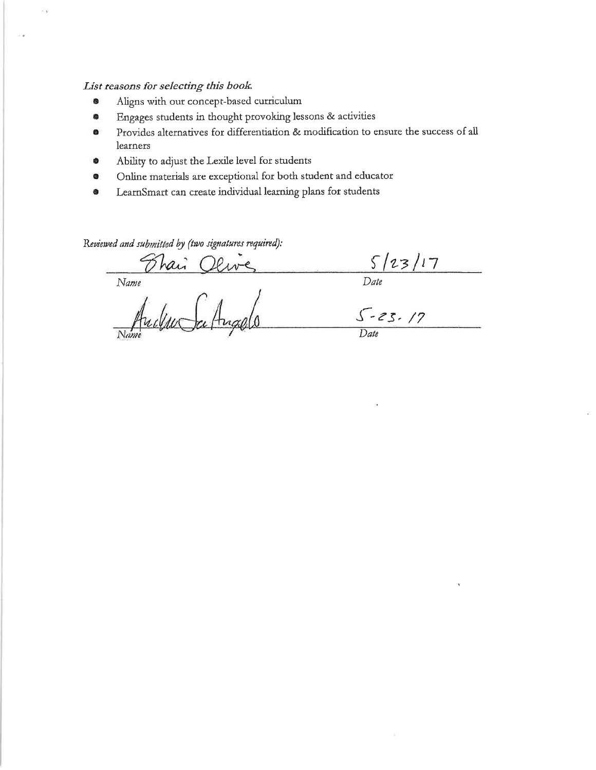*List reasons for selecting this book.*

- Aligns with our concept-based curriculum
- Engages students in thought provoking lessons & activities
- Provides alternatives for differentiation & modification to ensure the success of all learners
- Ability to adjust the Lexile level for students
- Online materials are exceptional for both student and educator
- LearnSmart can create individual learning plans for students

*Reviewed and submitted by (two signatures required):*

| Shari Olive | 5/23/17 |
|---|---|
| *Name* | *Date* |
| Andrea SaAngelo | 5-23-17 |
| *Name* | *Date* |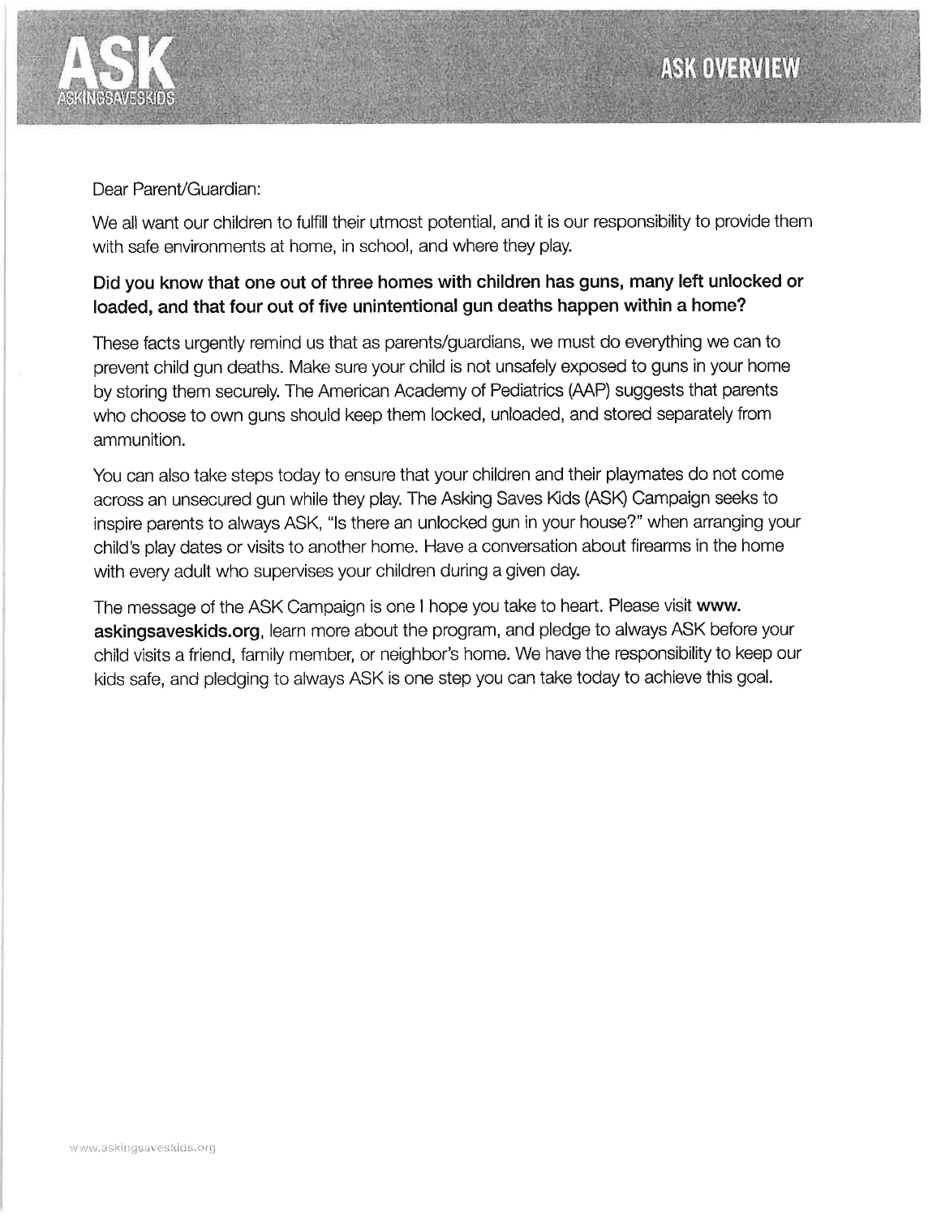**ASK**
ASKINGSAVESKIDS

# ASK OVERVIEW

Dear Parent/Guardian:

We all want our children to fulfill their utmost potential, and it is our responsibility to provide them with safe environments at home, in school, and where they play.

**Did you know that one out of three homes with children has guns, many left unlocked or loaded, and that four out of five unintentional gun deaths happen within a home?**

These facts urgently remind us that as parents/guardians, we must do everything we can to prevent child gun deaths. Make sure your child is not unsafely exposed to guns in your home by storing them securely. The American Academy of Pediatrics (AAP) suggests that parents who choose to own guns should keep them locked, unloaded, and stored separately from ammunition.

You can also take steps today to ensure that your children and their playmates do not come across an unsecured gun while they play. The Asking Saves Kids (ASK) Campaign seeks to inspire parents to always ASK, "Is there an unlocked gun in your house?" when arranging your child's play dates or visits to another home. Have a conversation about firearms in the home with every adult who supervises your children during a given day.

The message of the ASK Campaign is one I hope you take to heart. Please visit **www.askingsaveskids.org**, learn more about the program, and pledge to always ASK before your child visits a friend, family member, or neighbor's home. We have the responsibility to keep our kids safe, and pledging to always ASK is one step you can take today to achieve this goal.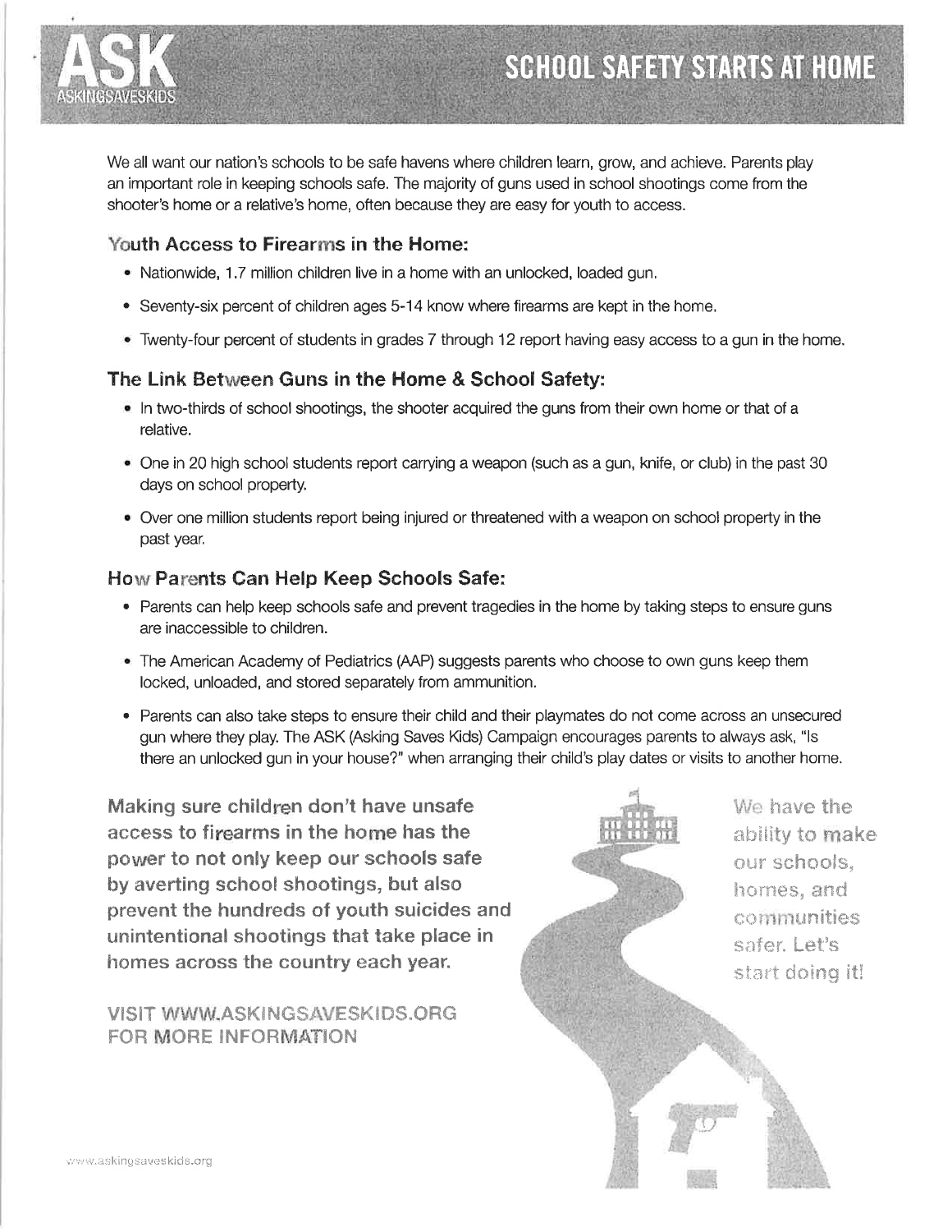**ASK**
ASKINGSAVESKIDS

# SCHOOL SAFETY STARTS AT HOME

We all want our nation's schools to be safe havens where children learn, grow, and achieve. Parents play an important role in keeping schools safe. The majority of guns used in school shootings come from the shooter's home or a relative's home, often because they are easy for youth to access.

## Youth Access to Firearms in the Home:

- Nationwide, 1.7 million children live in a home with an unlocked, loaded gun.
- Seventy-six percent of children ages 5-14 know where firearms are kept in the home.
- Twenty-four percent of students in grades 7 through 12 report having easy access to a gun in the home.

## The Link Between Guns in the Home & School Safety:

- In two-thirds of school shootings, the shooter acquired the guns from their own home or that of a relative.
- One in 20 high school students report carrying a weapon (such as a gun, knife, or club) in the past 30 days on school property.
- Over one million students report being injured or threatened with a weapon on school property in the past year.

## How Parents Can Help Keep Schools Safe:

- Parents can help keep schools safe and prevent tragedies in the home by taking steps to ensure guns are inaccessible to children.
- The American Academy of Pediatrics (AAP) suggests parents who choose to own guns keep them locked, unloaded, and stored separately from ammunition.
- Parents can also take steps to ensure their child and their playmates do not come across an unsecured gun where they play. The ASK (Asking Saves Kids) Campaign encourages parents to always ask, "Is there an unlocked gun in your house?" when arranging their child's play dates or visits to another home.

**Making sure children don't have unsafe access to firearms in the home has the power to not only keep our schools safe by averting school shootings, but also prevent the hundreds of youth suicides and unintentional shootings that take place in homes across the country each year.**

We have the ability to make our schools, homes, and communities safer. Let's start doing it!

VISIT WWW.ASKINGSAVESKIDS.ORG FOR MORE INFORMATION